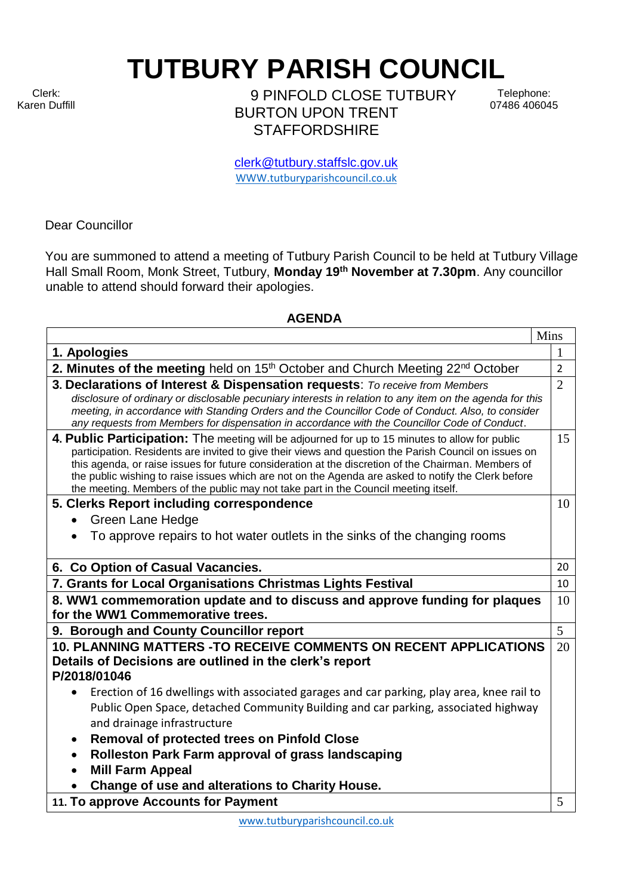# TUTBURY PARISH COUNCIL

Clerk:
Karen Duffill

9 PINFOLD CLOSE TUTBURY
BURTON UPON TRENT
STAFFORDSHIRE

Telephone:
07486 406045

clerk@tutbury.staffslc.gov.uk
WWW.tutburyparishcouncil.co.uk

Dear Councillor

You are summoned to attend a meeting of Tutbury Parish Council to be held at Tutbury Village Hall Small Room, Monk Street, Tutbury, **Monday 19th November at 7.30pm**. Any councillor unable to attend should forward their apologies.

**AGENDA**

| | Mins |
|---|---|
| **1. Apologies** | 1 |
| **2. Minutes of the meeting** held on 15th October and Church Meeting 22nd October | 2 |
| **3. Declarations of Interest & Dispensation requests**: *To receive from Members disclosure of ordinary or disclosable pecuniary interests in relation to any item on the agenda for this meeting, in accordance with Standing Orders and the Councillor Code of Conduct. Also, to consider any requests from Members for dispensation in accordance with the Councillor Code of Conduct.* | 2 |
| **4. Public Participation:** The meeting will be adjourned for up to 15 minutes to allow for public participation. Residents are invited to give their views and question the Parish Council on issues on this agenda, or raise issues for future consideration at the discretion of the Chairman. Members of the public wishing to raise issues which are not on the Agenda are asked to notify the Clerk before the meeting. Members of the public may not take part in the Council meeting itself. | 15 |
| **5. Clerks Report including correspondence**<br>• Green Lane Hedge<br>• To approve repairs to hot water outlets in the sinks of the changing rooms | 10 |
| **6. Co Option of Casual Vacancies.** | 20 |
| **7. Grants for Local Organisations Christmas Lights Festival** | 10 |
| **8. WW1 commemoration update and to discuss and approve funding for plaques for the WW1 Commemorative trees.** | 10 |
| **9. Borough and County Councillor report** | 5 |
| **10. PLANNING MATTERS -TO RECEIVE COMMENTS ON RECENT APPLICATIONS Details of Decisions are outlined in the clerk's report P/2018/01046**<br>• Erection of 16 dwellings with associated garages and car parking, play area, knee rail to Public Open Space, detached Community Building and car parking, associated highway and drainage infrastructure<br>• **Removal of protected trees on Pinfold Close**<br>• **Rolleston Park Farm approval of grass landscaping**<br>• **Mill Farm Appeal**<br>• **Change of use and alterations to Charity House.** | 20 |
| **11. To approve Accounts for Payment** | 5 |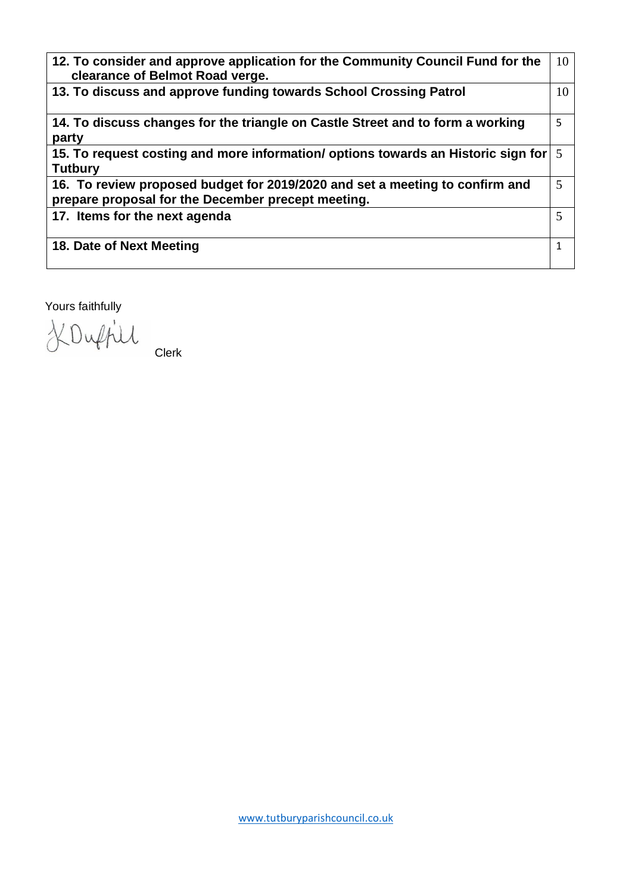| | |
|---|---|
| **12. To consider and approve application for the Community Council Fund for the clearance of Belmot Road verge.** | 10 |
| **13. To discuss and approve funding towards School Crossing Patrol** | 10 |
| **14. To discuss changes for the triangle on Castle Street and to form a working party** | 5 |
| **15. To request costing and more information/ options towards an Historic sign for Tutbury** | 5 |
| **16. To review proposed budget for 2019/2020 and set a meeting to confirm and prepare proposal for the December precept meeting.** | 5 |
| **17. Items for the next agenda** | 5 |
| **18. Date of Next Meeting** | 1 |

Yours faithfully

K Duffill Clerk

www.tutburyparishcouncil.co.uk